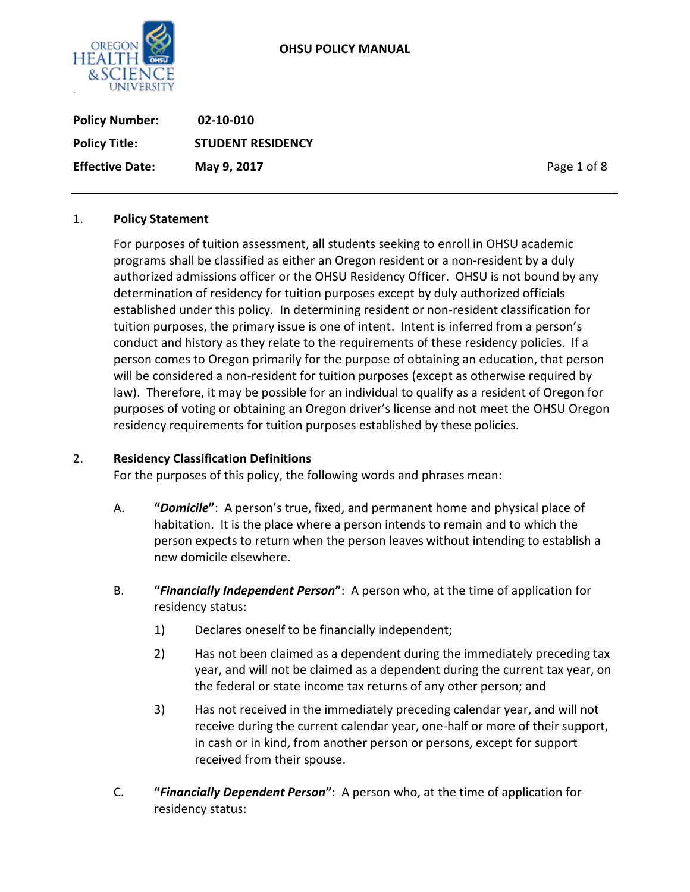OHSU POLICY MANUAL

**Policy Number:** 02-10-010

**Policy Title:** STUDENT RESIDENCY

**Effective Date:** May 9, 2017

## 1. Policy Statement

For purposes of tuition assessment, all students seeking to enroll in OHSU academic programs shall be classified as either an Oregon resident or a non-resident by a duly authorized admissions officer or the OHSU Residency Officer. OHSU is not bound by any determination of residency for tuition purposes except by duly authorized officials established under this policy. In determining resident or non-resident classification for tuition purposes, the primary issue is one of intent. Intent is inferred from a person's conduct and history as they relate to the requirements of these residency policies. If a person comes to Oregon primarily for the purpose of obtaining an education, that person will be considered a non-resident for tuition purposes (except as otherwise required by law). Therefore, it may be possible for an individual to qualify as a resident of Oregon for purposes of voting or obtaining an Oregon driver's license and not meet the OHSU Oregon residency requirements for tuition purposes established by these policies.

## 2. Residency Classification Definitions

For the purposes of this policy, the following words and phrases mean:

A. **"*Domicile*"**: A person's true, fixed, and permanent home and physical place of habitation. It is the place where a person intends to remain and to which the person expects to return when the person leaves without intending to establish a new domicile elsewhere.

B. **"*Financially Independent Person*"**: A person who, at the time of application for residency status:

   1) Declares oneself to be financially independent;

   2) Has not been claimed as a dependent during the immediately preceding tax year, and will not be claimed as a dependent during the current tax year, on the federal or state income tax returns of any other person; and

   3) Has not received in the immediately preceding calendar year, and will not receive during the current calendar year, one-half or more of their support, in cash or in kind, from another person or persons, except for support received from their spouse.

C. **"*Financially Dependent Person*"**: A person who, at the time of application for residency status: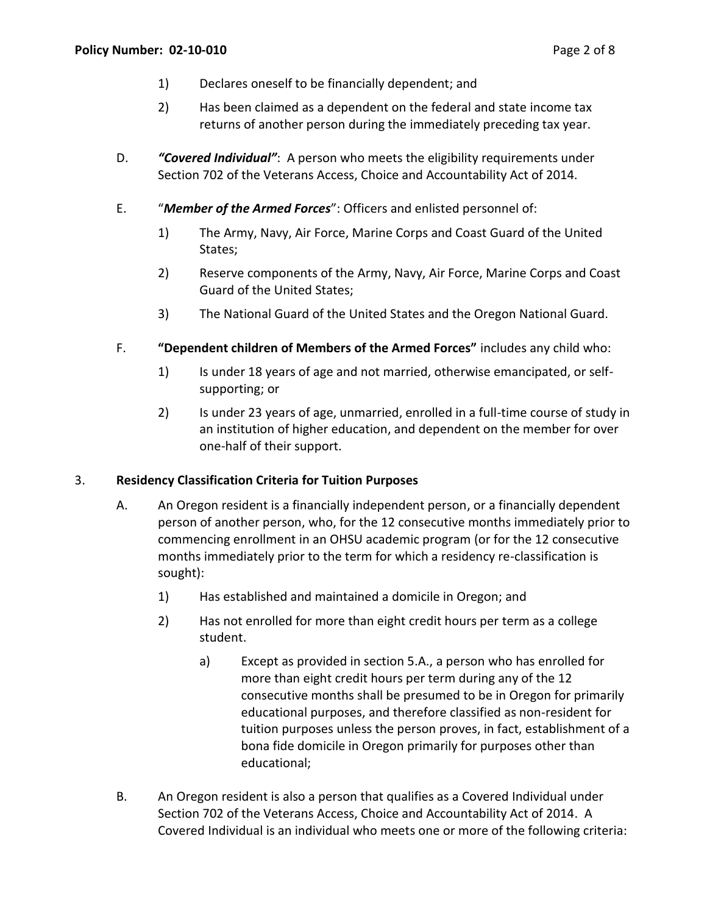1) Declares oneself to be financially dependent; and

2) Has been claimed as a dependent on the federal and state income tax returns of another person during the immediately preceding tax year.

D. ***"Covered Individual"***: A person who meets the eligibility requirements under Section 702 of the Veterans Access, Choice and Accountability Act of 2014.

E. "***Member of the Armed Forces***": Officers and enlisted personnel of:

1) The Army, Navy, Air Force, Marine Corps and Coast Guard of the United States;

2) Reserve components of the Army, Navy, Air Force, Marine Corps and Coast Guard of the United States;

3) The National Guard of the United States and the Oregon National Guard.

F. **"Dependent children of Members of the Armed Forces"** includes any child who:

1) Is under 18 years of age and not married, otherwise emancipated, or self-supporting; or

2) Is under 23 years of age, unmarried, enrolled in a full-time course of study in an institution of higher education, and dependent on the member for over one-half of their support.

## 3. Residency Classification Criteria for Tuition Purposes

A. An Oregon resident is a financially independent person, or a financially dependent person of another person, who, for the 12 consecutive months immediately prior to commencing enrollment in an OHSU academic program (or for the 12 consecutive months immediately prior to the term for which a residency re-classification is sought):

1) Has established and maintained a domicile in Oregon; and

2) Has not enrolled for more than eight credit hours per term as a college student.

a) Except as provided in section 5.A., a person who has enrolled for more than eight credit hours per term during any of the 12 consecutive months shall be presumed to be in Oregon for primarily educational purposes, and therefore classified as non-resident for tuition purposes unless the person proves, in fact, establishment of a bona fide domicile in Oregon primarily for purposes other than educational;

B. An Oregon resident is also a person that qualifies as a Covered Individual under Section 702 of the Veterans Access, Choice and Accountability Act of 2014. A Covered Individual is an individual who meets one or more of the following criteria: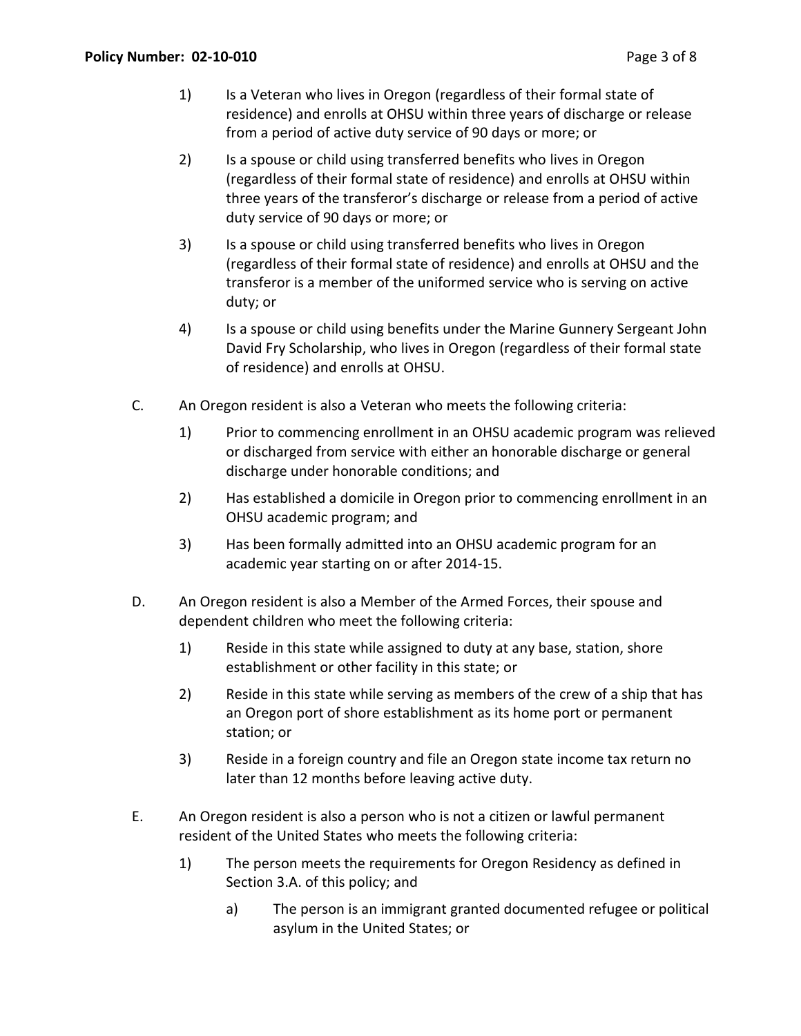1) Is a Veteran who lives in Oregon (regardless of their formal state of residence) and enrolls at OHSU within three years of discharge or release from a period of active duty service of 90 days or more; or

2) Is a spouse or child using transferred benefits who lives in Oregon (regardless of their formal state of residence) and enrolls at OHSU within three years of the transferor's discharge or release from a period of active duty service of 90 days or more; or

3) Is a spouse or child using transferred benefits who lives in Oregon (regardless of their formal state of residence) and enrolls at OHSU and the transferor is a member of the uniformed service who is serving on active duty; or

4) Is a spouse or child using benefits under the Marine Gunnery Sergeant John David Fry Scholarship, who lives in Oregon (regardless of their formal state of residence) and enrolls at OHSU.

C. An Oregon resident is also a Veteran who meets the following criteria:

1) Prior to commencing enrollment in an OHSU academic program was relieved or discharged from service with either an honorable discharge or general discharge under honorable conditions; and

2) Has established a domicile in Oregon prior to commencing enrollment in an OHSU academic program; and

3) Has been formally admitted into an OHSU academic program for an academic year starting on or after 2014-15.

D. An Oregon resident is also a Member of the Armed Forces, their spouse and dependent children who meet the following criteria:

1) Reside in this state while assigned to duty at any base, station, shore establishment or other facility in this state; or

2) Reside in this state while serving as members of the crew of a ship that has an Oregon port of shore establishment as its home port or permanent station; or

3) Reside in a foreign country and file an Oregon state income tax return no later than 12 months before leaving active duty.

E. An Oregon resident is also a person who is not a citizen or lawful permanent resident of the United States who meets the following criteria:

1) The person meets the requirements for Oregon Residency as defined in Section 3.A. of this policy; and

   a) The person is an immigrant granted documented refugee or political asylum in the United States; or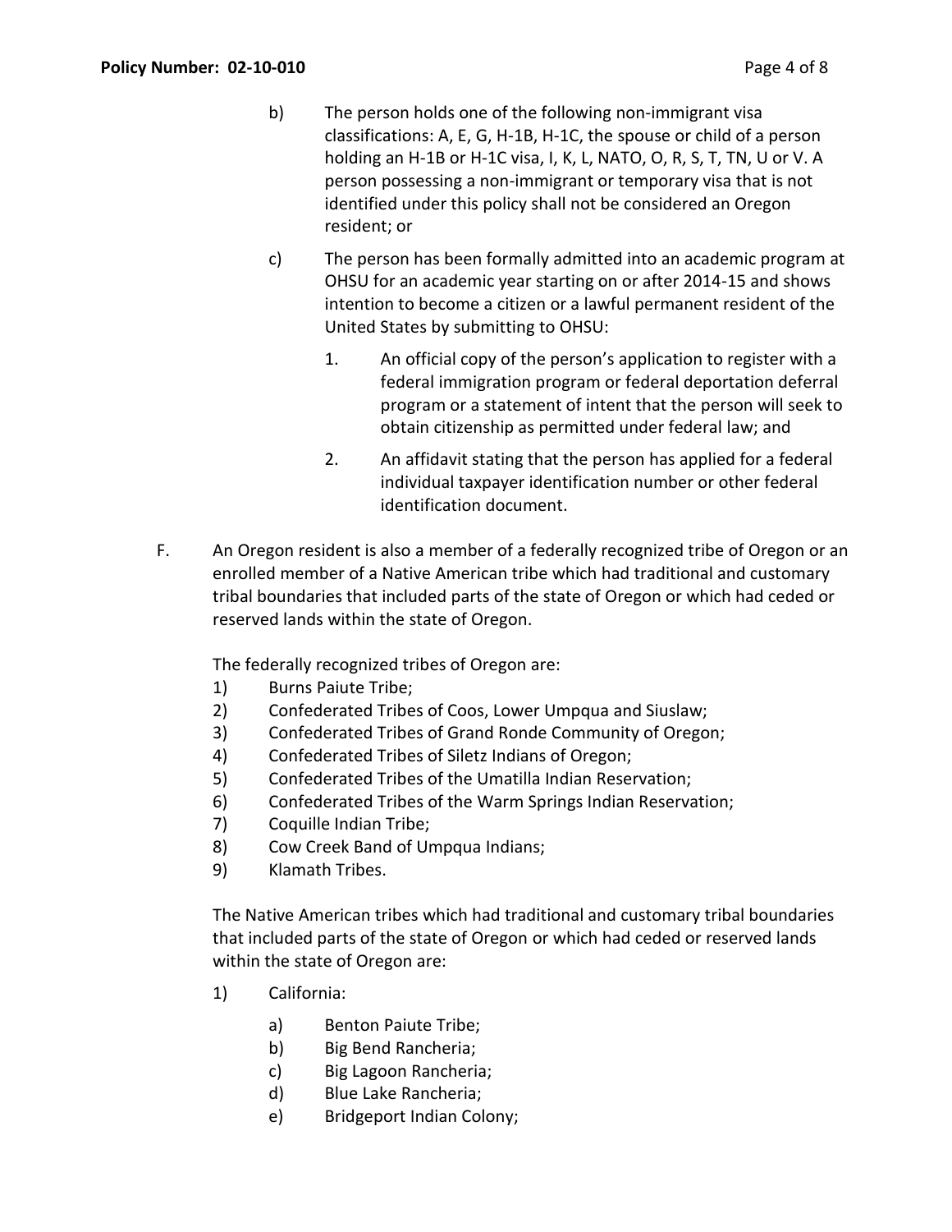b) The person holds one of the following non-immigrant visa classifications: A, E, G, H-1B, H-1C, the spouse or child of a person holding an H-1B or H-1C visa, I, K, L, NATO, O, R, S, T, TN, U or V. A person possessing a non-immigrant or temporary visa that is not identified under this policy shall not be considered an Oregon resident; or

c) The person has been formally admitted into an academic program at OHSU for an academic year starting on or after 2014-15 and shows intention to become a citizen or a lawful permanent resident of the United States by submitting to OHSU:

   1. An official copy of the person's application to register with a federal immigration program or federal deportation deferral program or a statement of intent that the person will seek to obtain citizenship as permitted under federal law; and

   2. An affidavit stating that the person has applied for a federal individual taxpayer identification number or other federal identification document.

F. An Oregon resident is also a member of a federally recognized tribe of Oregon or an enrolled member of a Native American tribe which had traditional and customary tribal boundaries that included parts of the state of Oregon or which had ceded or reserved lands within the state of Oregon.

The federally recognized tribes of Oregon are:

1) Burns Paiute Tribe;
2) Confederated Tribes of Coos, Lower Umpqua and Siuslaw;
3) Confederated Tribes of Grand Ronde Community of Oregon;
4) Confederated Tribes of Siletz Indians of Oregon;
5) Confederated Tribes of the Umatilla Indian Reservation;
6) Confederated Tribes of the Warm Springs Indian Reservation;
7) Coquille Indian Tribe;
8) Cow Creek Band of Umpqua Indians;
9) Klamath Tribes.

The Native American tribes which had traditional and customary tribal boundaries that included parts of the state of Oregon or which had ceded or reserved lands within the state of Oregon are:

1) California:

   a) Benton Paiute Tribe;
   b) Big Bend Rancheria;
   c) Big Lagoon Rancheria;
   d) Blue Lake Rancheria;
   e) Bridgeport Indian Colony;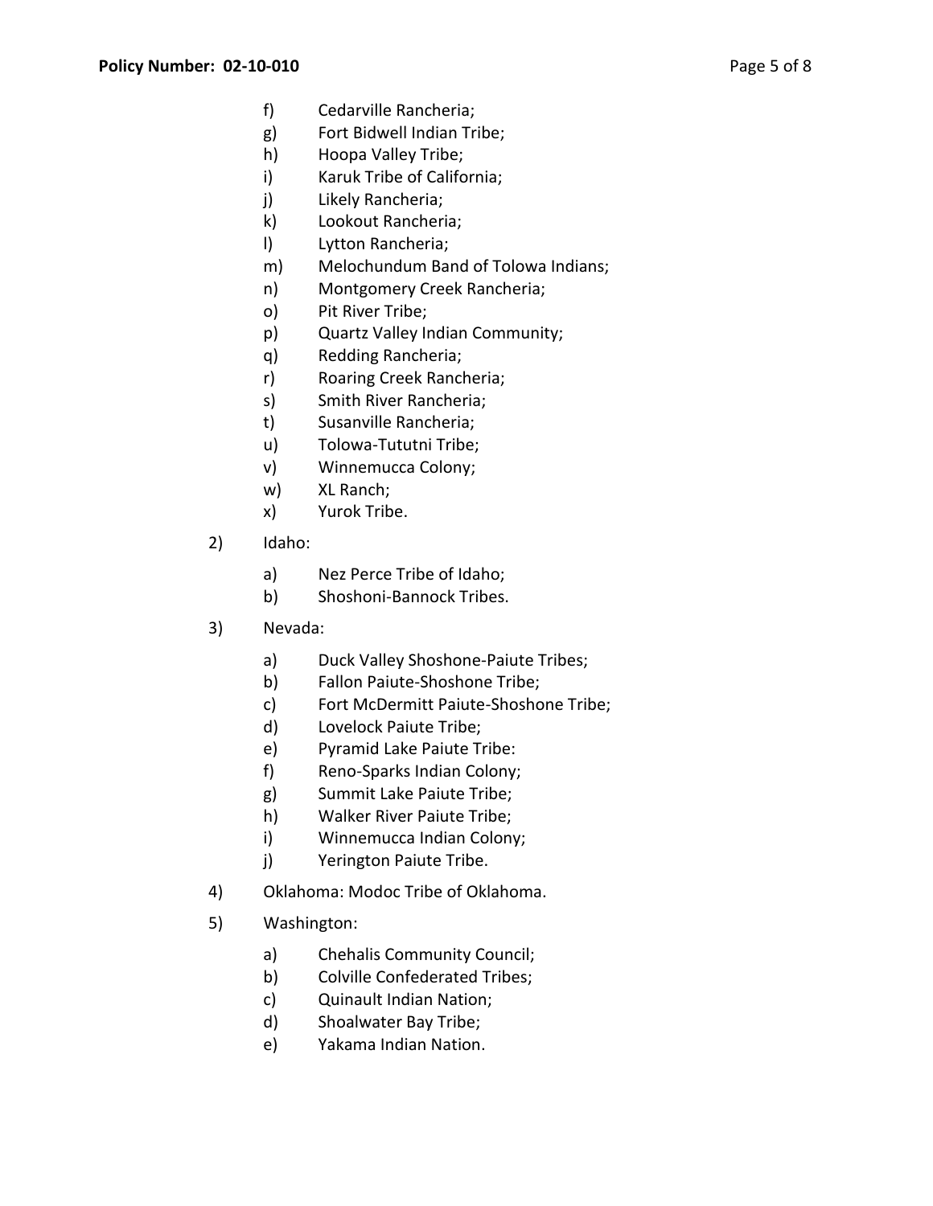f) Cedarville Rancheria;
   g) Fort Bidwell Indian Tribe;
   h) Hoopa Valley Tribe;
   i) Karuk Tribe of California;
   j) Likely Rancheria;
   k) Lookout Rancheria;
   l) Lytton Rancheria;
   m) Melochundum Band of Tolowa Indians;
   n) Montgomery Creek Rancheria;
   o) Pit River Tribe;
   p) Quartz Valley Indian Community;
   q) Redding Rancheria;
   r) Roaring Creek Rancheria;
   s) Smith River Rancheria;
   t) Susanville Rancheria;
   u) Tolowa-Tututni Tribe;
   v) Winnemucca Colony;
   w) XL Ranch;
   x) Yurok Tribe.

2) Idaho:

   a) Nez Perce Tribe of Idaho;
   b) Shoshoni-Bannock Tribes.

3) Nevada:

   a) Duck Valley Shoshone-Paiute Tribes;
   b) Fallon Paiute-Shoshone Tribe;
   c) Fort McDermitt Paiute-Shoshone Tribe;
   d) Lovelock Paiute Tribe;
   e) Pyramid Lake Paiute Tribe:
   f) Reno-Sparks Indian Colony;
   g) Summit Lake Paiute Tribe;
   h) Walker River Paiute Tribe;
   i) Winnemucca Indian Colony;
   j) Yerington Paiute Tribe.

4) Oklahoma: Modoc Tribe of Oklahoma.

5) Washington:

   a) Chehalis Community Council;
   b) Colville Confederated Tribes;
   c) Quinault Indian Nation;
   d) Shoalwater Bay Tribe;
   e) Yakama Indian Nation.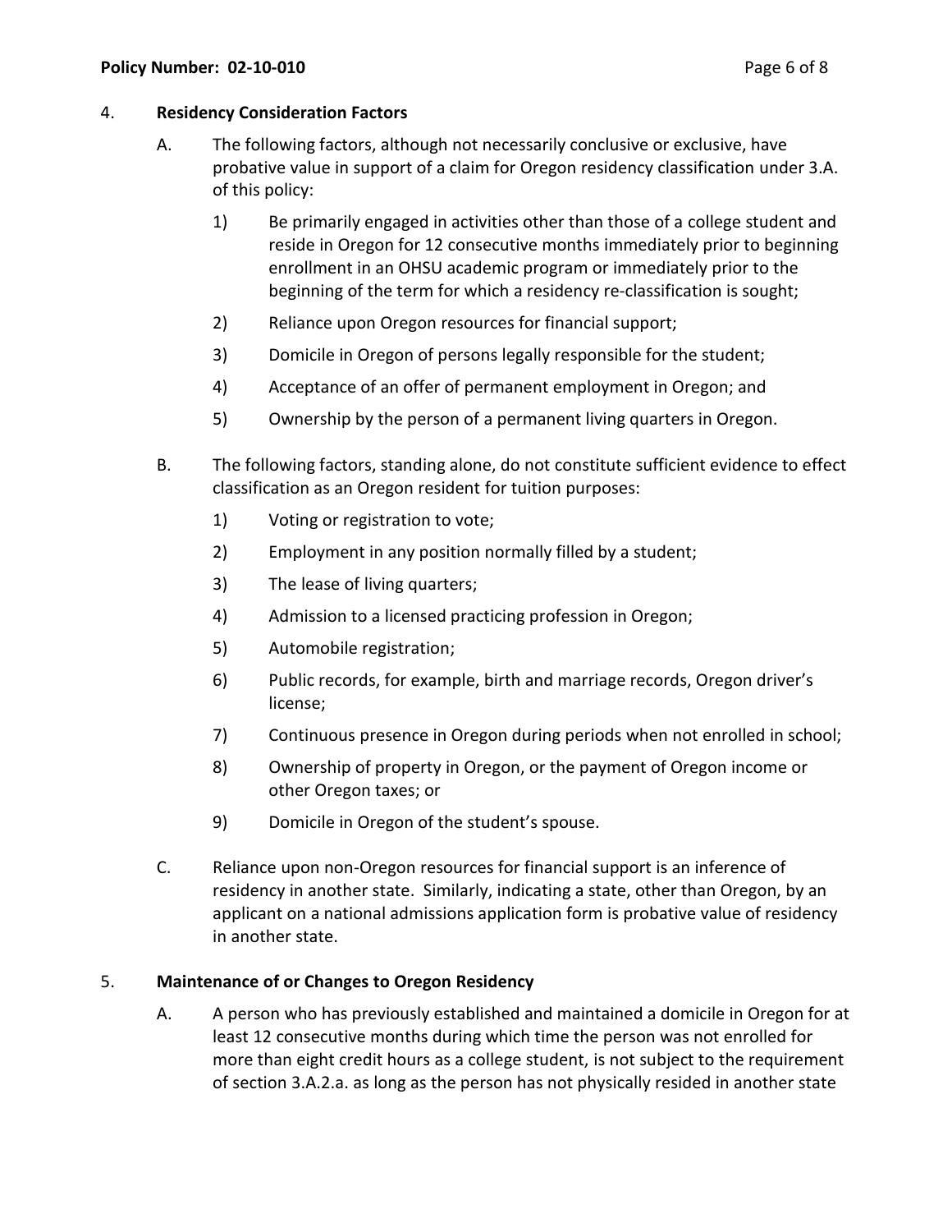4. **Residency Consideration Factors**

   A. The following factors, although not necessarily conclusive or exclusive, have probative value in support of a claim for Oregon residency classification under 3.A. of this policy:

      1) Be primarily engaged in activities other than those of a college student and reside in Oregon for 12 consecutive months immediately prior to beginning enrollment in an OHSU academic program or immediately prior to the beginning of the term for which a residency re-classification is sought;
      2) Reliance upon Oregon resources for financial support;
      3) Domicile in Oregon of persons legally responsible for the student;
      4) Acceptance of an offer of permanent employment in Oregon; and
      5) Ownership by the person of a permanent living quarters in Oregon.

   B. The following factors, standing alone, do not constitute sufficient evidence to effect classification as an Oregon resident for tuition purposes:

      1) Voting or registration to vote;
      2) Employment in any position normally filled by a student;
      3) The lease of living quarters;
      4) Admission to a licensed practicing profession in Oregon;
      5) Automobile registration;
      6) Public records, for example, birth and marriage records, Oregon driver's license;
      7) Continuous presence in Oregon during periods when not enrolled in school;
      8) Ownership of property in Oregon, or the payment of Oregon income or other Oregon taxes; or
      9) Domicile in Oregon of the student's spouse.

   C. Reliance upon non-Oregon resources for financial support is an inference of residency in another state. Similarly, indicating a state, other than Oregon, by an applicant on a national admissions application form is probative value of residency in another state.

5. **Maintenance of or Changes to Oregon Residency**

   A. A person who has previously established and maintained a domicile in Oregon for at least 12 consecutive months during which time the person was not enrolled for more than eight credit hours as a college student, is not subject to the requirement of section 3.A.2.a. as long as the person has not physically resided in another state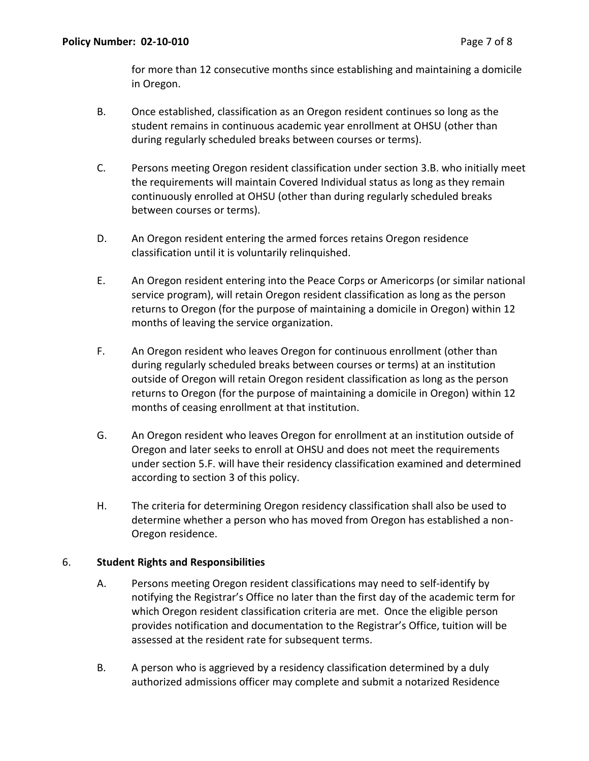for more than 12 consecutive months since establishing and maintaining a domicile in Oregon.

B. Once established, classification as an Oregon resident continues so long as the student remains in continuous academic year enrollment at OHSU (other than during regularly scheduled breaks between courses or terms).

C. Persons meeting Oregon resident classification under section 3.B. who initially meet the requirements will maintain Covered Individual status as long as they remain continuously enrolled at OHSU (other than during regularly scheduled breaks between courses or terms).

D. An Oregon resident entering the armed forces retains Oregon residence classification until it is voluntarily relinquished.

E. An Oregon resident entering into the Peace Corps or Americorps (or similar national service program), will retain Oregon resident classification as long as the person returns to Oregon (for the purpose of maintaining a domicile in Oregon) within 12 months of leaving the service organization.

F. An Oregon resident who leaves Oregon for continuous enrollment (other than during regularly scheduled breaks between courses or terms) at an institution outside of Oregon will retain Oregon resident classification as long as the person returns to Oregon (for the purpose of maintaining a domicile in Oregon) within 12 months of ceasing enrollment at that institution.

G. An Oregon resident who leaves Oregon for enrollment at an institution outside of Oregon and later seeks to enroll at OHSU and does not meet the requirements under section 5.F. will have their residency classification examined and determined according to section 3 of this policy.

H. The criteria for determining Oregon residency classification shall also be used to determine whether a person who has moved from Oregon has established a non-Oregon residence.

6. **Student Rights and Responsibilities**

A. Persons meeting Oregon resident classifications may need to self-identify by notifying the Registrar's Office no later than the first day of the academic term for which Oregon resident classification criteria are met. Once the eligible person provides notification and documentation to the Registrar's Office, tuition will be assessed at the resident rate for subsequent terms.

B. A person who is aggrieved by a residency classification determined by a duly authorized admissions officer may complete and submit a notarized Residence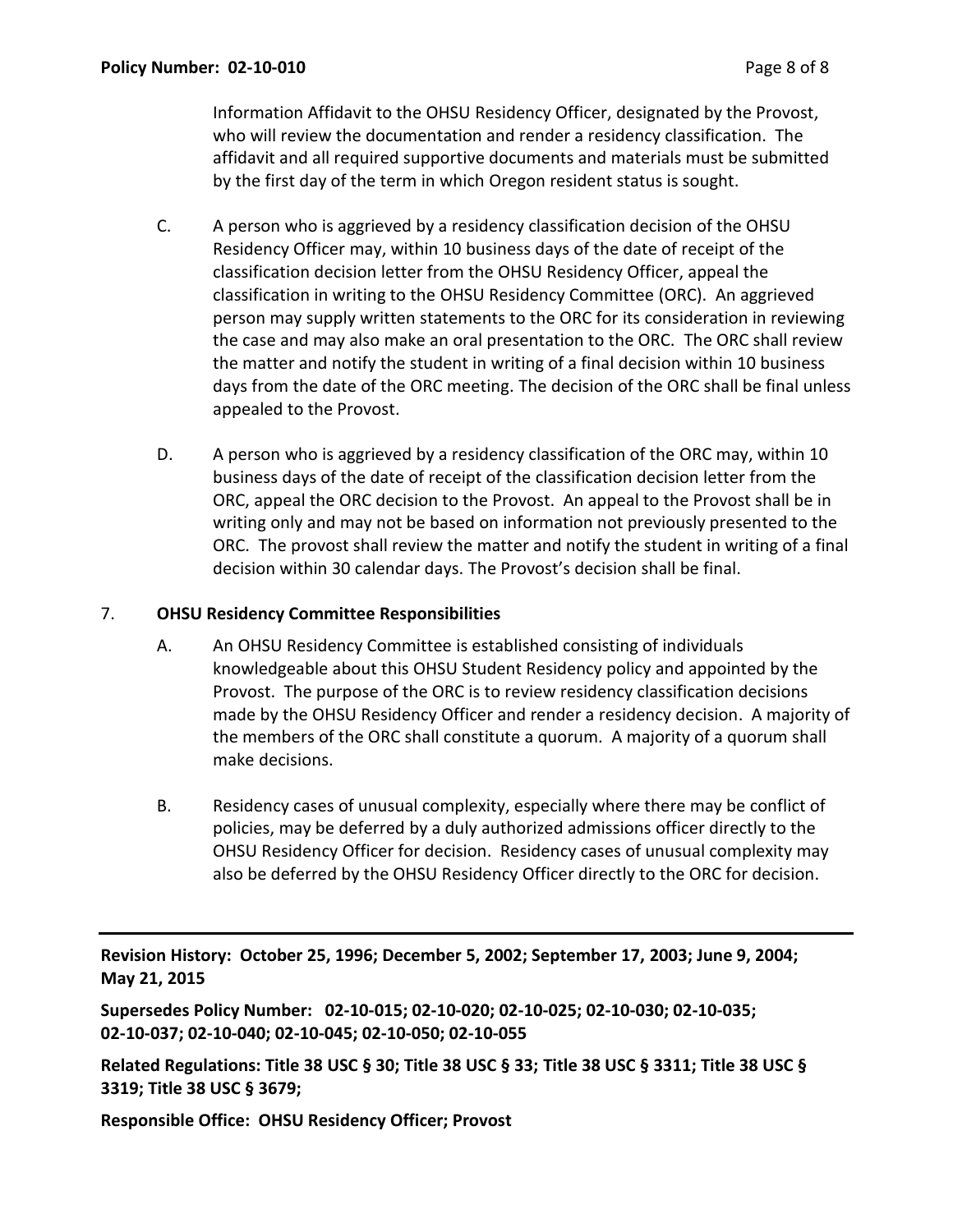Information Affidavit to the OHSU Residency Officer, designated by the Provost, who will review the documentation and render a residency classification. The affidavit and all required supportive documents and materials must be submitted by the first day of the term in which Oregon resident status is sought.

C. A person who is aggrieved by a residency classification decision of the OHSU Residency Officer may, within 10 business days of the date of receipt of the classification decision letter from the OHSU Residency Officer, appeal the classification in writing to the OHSU Residency Committee (ORC). An aggrieved person may supply written statements to the ORC for its consideration in reviewing the case and may also make an oral presentation to the ORC. The ORC shall review the matter and notify the student in writing of a final decision within 10 business days from the date of the ORC meeting. The decision of the ORC shall be final unless appealed to the Provost.

D. A person who is aggrieved by a residency classification of the ORC may, within 10 business days of the date of receipt of the classification decision letter from the ORC, appeal the ORC decision to the Provost. An appeal to the Provost shall be in writing only and may not be based on information not previously presented to the ORC. The provost shall review the matter and notify the student in writing of a final decision within 30 calendar days. The Provost's decision shall be final.

7. **OHSU Residency Committee Responsibilities**

A. An OHSU Residency Committee is established consisting of individuals knowledgeable about this OHSU Student Residency policy and appointed by the Provost. The purpose of the ORC is to review residency classification decisions made by the OHSU Residency Officer and render a residency decision. A majority of the members of the ORC shall constitute a quorum. A majority of a quorum shall make decisions.

B. Residency cases of unusual complexity, especially where there may be conflict of policies, may be deferred by a duly authorized admissions officer directly to the OHSU Residency Officer for decision. Residency cases of unusual complexity may also be deferred by the OHSU Residency Officer directly to the ORC for decision.

---

**Revision History: October 25, 1996; December 5, 2002; September 17, 2003; June 9, 2004; May 21, 2015**

**Supersedes Policy Number: 02-10-015; 02-10-020; 02-10-025; 02-10-030; 02-10-035; 02-10-037; 02-10-040; 02-10-045; 02-10-050; 02-10-055**

**Related Regulations: Title 38 USC § 30; Title 38 USC § 33; Title 38 USC § 3311; Title 38 USC § 3319; Title 38 USC § 3679;**

**Responsible Office: OHSU Residency Officer; Provost**